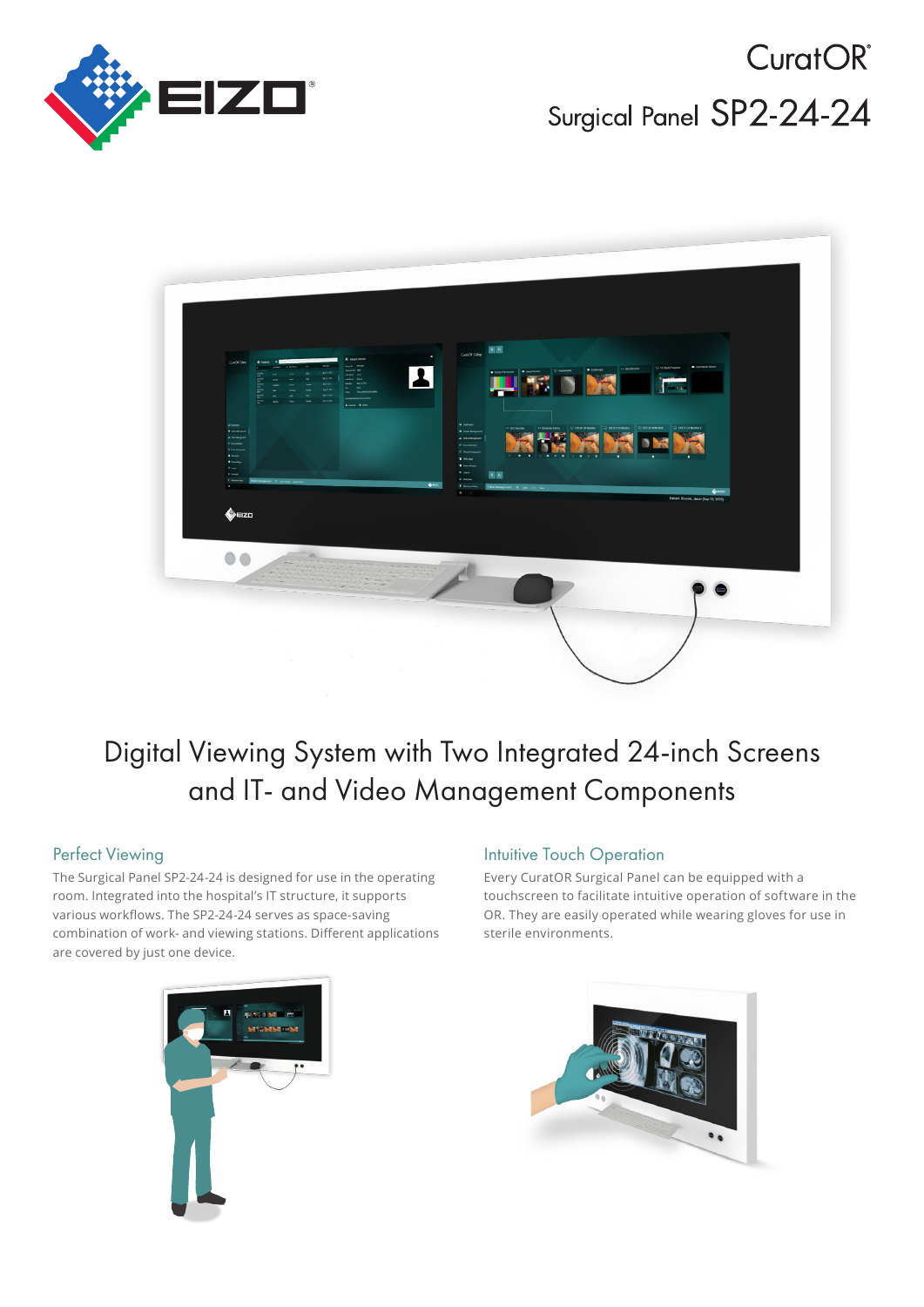# CuratOR®

## Surgical Panel SP2-24-24

# Digital Viewing System with Two Integrated 24-inch Screens and IT- and Video Management Components

### Perfect Viewing

The Surgical Panel SP2-24-24 is designed for use in the operating room. Integrated into the hospital's IT structure, it supports various workflows. The SP2-24-24 serves as space-saving combination of work- and viewing stations. Different applications are covered by just one device.

### Intuitive Touch Operation

Every CuratOR Surgical Panel can be equipped with a touchscreen to facilitate intuitive operation of software in the OR. They are easily operated while wearing gloves for use in sterile environments.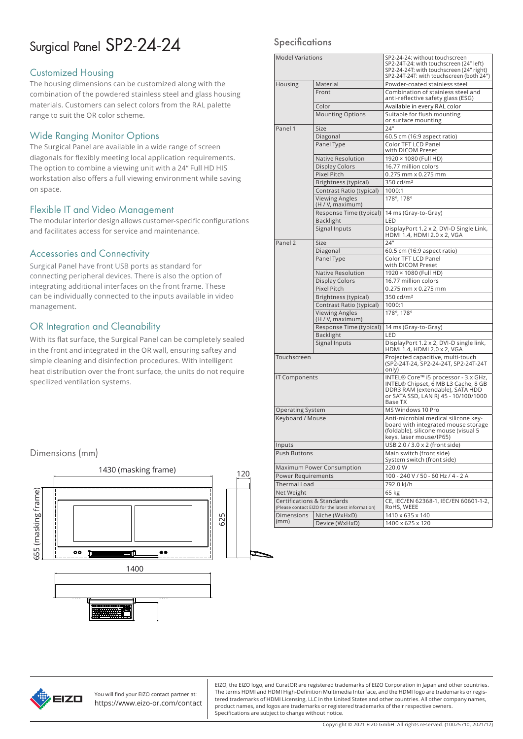# Surgical Panel SP2-24-24

## Customized Housing

The housing dimensions can be customized along with the combination of the powdered stainless steel and glass housing materials. Customers can select colors from the RAL palette range to suit the OR color scheme.

## Wide Ranging Monitor Options

The Surgical Panel are available in a wide range of screen diagonals for flexibly meeting local application requirements. The option to combine a viewing unit with a 24" Full HD HIS workstation also offers a full viewing environment while saving on space.

## Flexible IT and Video Management

The modular interior design allows customer-specific configurations and facilitates access for service and maintenance.

## Accessories and Connectivity

Surgical Panel have front USB ports as standard for connecting peripheral devices. There is also the option of integrating additional interfaces on the front frame. These can be individually connected to the inputs available in video management.

## OR Integration and Cleanability

With its flat surface, the Surgical Panel can be completely sealed in the front and integrated in the OR wall, ensuring saftey and simple cleaning and disinfection procedures. With intelligent heat distribution over the front surface, the units do not require specilized ventilation systems.

## Dimensions (mm)

1430 (masking frame)

655 (masking frame)

625

120

1400

## Specifications

| | | |
|---|---|---|
| Model Variations | | SP2-24-24: without touchscreen<br>SP2-24T-24: with touchscreen (24" left)<br>SP2-24-24T: with touchscreen (24" right)<br>SP2-24T-24T: with touchscreen (both 24") |
| Housing | Material | Powder-coated stainless steel |
| | Front | Combination of stainless steel and anti-reflective safety glass (ESG) |
| | Color | Available in every RAL color |
| | Mounting Options | Suitable for flush mounting or surface mounting |
| Panel 1 | Size | 24" |
| | Diagonal | 60.5 cm (16:9 aspect ratio) |
| | Panel Type | Color TFT LCD Panel with DICOM Preset |
| | Native Resolution | 1920 × 1080 (Full HD) |
| | Display Colors | 16.77 million colors |
| | Pixel Pitch | 0.275 mm x 0.275 mm |
| | Brightness (typical) | 350 cd/m² |
| | Contrast Ratio (typical) | 1000:1 |
| | Viewing Angles (H / V, maximum) | 178°, 178° |
| | Response Time (typical) | 14 ms (Gray-to-Gray) |
| | Backlight | LED |
| | Signal Inputs | DisplayPort 1.2 x 2, DVI-D Single Link, HDMI 1.4, HDMI 2.0 x 2, VGA |
| Panel 2 | Size | 24" |
| | Diagonal | 60.5 cm (16:9 aspect ratio) |
| | Panel Type | Color TFT LCD Panel with DICOM Preset |
| | Native Resolution | 1920 × 1080 (Full HD) |
| | Display Colors | 16.77 million colors |
| | Pixel Pitch | 0.275 mm x 0.275 mm |
| | Brightness (typical) | 350 cd/m² |
| | Contrast Ratio (typical) | 1000:1 |
| | Viewing Angles (H / V, maximum) | 178°, 178° |
| | Response Time (typical) | 14 ms (Gray-to-Gray) |
| | Backlight | LED |
| | Signal Inputs | DisplayPort 1.2 x 2, DVI-D single link, HDMI 1.4, HDMI 2.0 x 2, VGA |
| Touchscreen | | Projected capacitive, multi-touch (SP2-24T-24, SP2-24-24T, SP2-24T-24T only) |
| IT Components | | INTEL® Core™ i5 processor - 3.x GHz, INTEL® Chipset, 6 MB L3 Cache, 8 GB DDR3 RAM (extendable), SATA HDD or SATA SSD, LAN RJ 45 - 10/100/1000 Base TX |
| Operating System | | MS Windows 10 Pro |
| Keyboard / Mouse | | Anti-microbial medical silicone keyboard with integrated mouse storage (foldable), silicone mouse (visual 5 keys, laser mouse/IP65) |
| Inputs | | USB 2.0 / 3.0 x 2 (front side) |
| Push Buttons | | Main switch (front side)<br>System switch (front side) |
| Maximum Power Consumption | | 220.0 W |
| Power Requirements | | 100 - 240 V / 50 - 60 Hz / 4 - 2 A |
| Thermal Load | | 792.0 kJ/h |
| Net Weight | | 65 kg |
| Certifications & Standards (Please contact EIZO for the latest information) | | CE, IEC/EN 62368-1, IEC/EN 60601-1-2, RoHS, WEEE |
| Dimensions (mm) | Niche (WxHxD) | 1410 x 635 x 140 |
| | Device (WxHxD) | 1400 x 625 x 120 |

You will find your EIZO contact partner at:
https://www.eizo-or.com/contact

EIZO, the EIZO logo, and CuratOR are registered trademarks of EIZO Corporation in Japan and other countries. The terms HDMI and HDMI High-Definition Multimedia Interface, and the HDMI logo are trademarks or registered trademarks of HDMI Licensing, LLC in the United States and other countries. All other company names, product names, and logos are trademarks or registered trademarks of their respective owners. Specifications are subject to change without notice.

Copyright © 2021 EIZO GmbH. All rights reserved. (10025710, 2021/12)